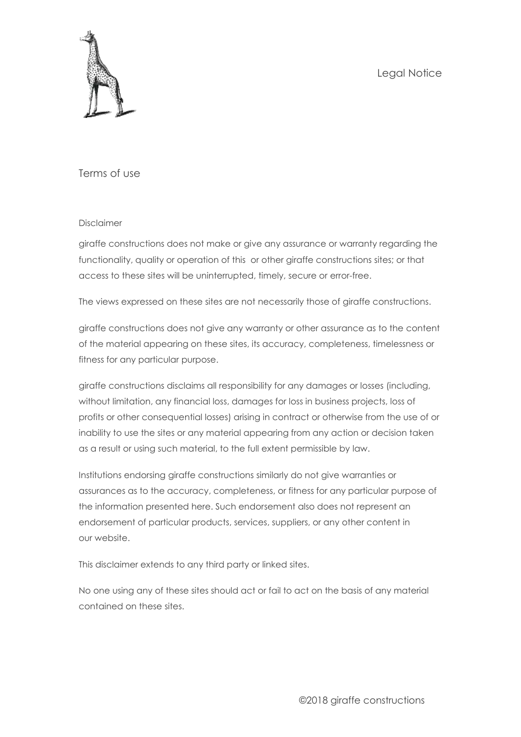Legal Notice

# Terms of use

## Disclaimer

giraffe constructions does not make or give any assurance or warranty regarding the functionality, quality or operation of this or other giraffe constructions sites; or that access to these sites will be uninterrupted, timely, secure or error-free.

The views expressed on these sites are not necessarily those of giraffe constructions.

giraffe constructions does not give any warranty or other assurance as to the content of the material appearing on these sites, its accuracy, completeness, timelessness or fitness for any particular purpose.

giraffe constructions disclaims all responsibility for any damages or losses (including, without limitation, any financial loss, damages for loss in business projects, loss of profits or other consequential losses) arising in contract or otherwise from the use of or inability to use the sites or any material appearing from any action or decision taken as a result or using such material, to the full extent permissible by law.

Institutions endorsing giraffe constructions similarly do not give warranties or assurances as to the accuracy, completeness, or fitness for any particular purpose of the information presented here. Such endorsement also does not represent an endorsement of particular products, services, suppliers, or any other content in our website.

This disclaimer extends to any third party or linked sites.

No one using any of these sites should act or fail to act on the basis of any material contained on these sites.

©2018 giraffe constructions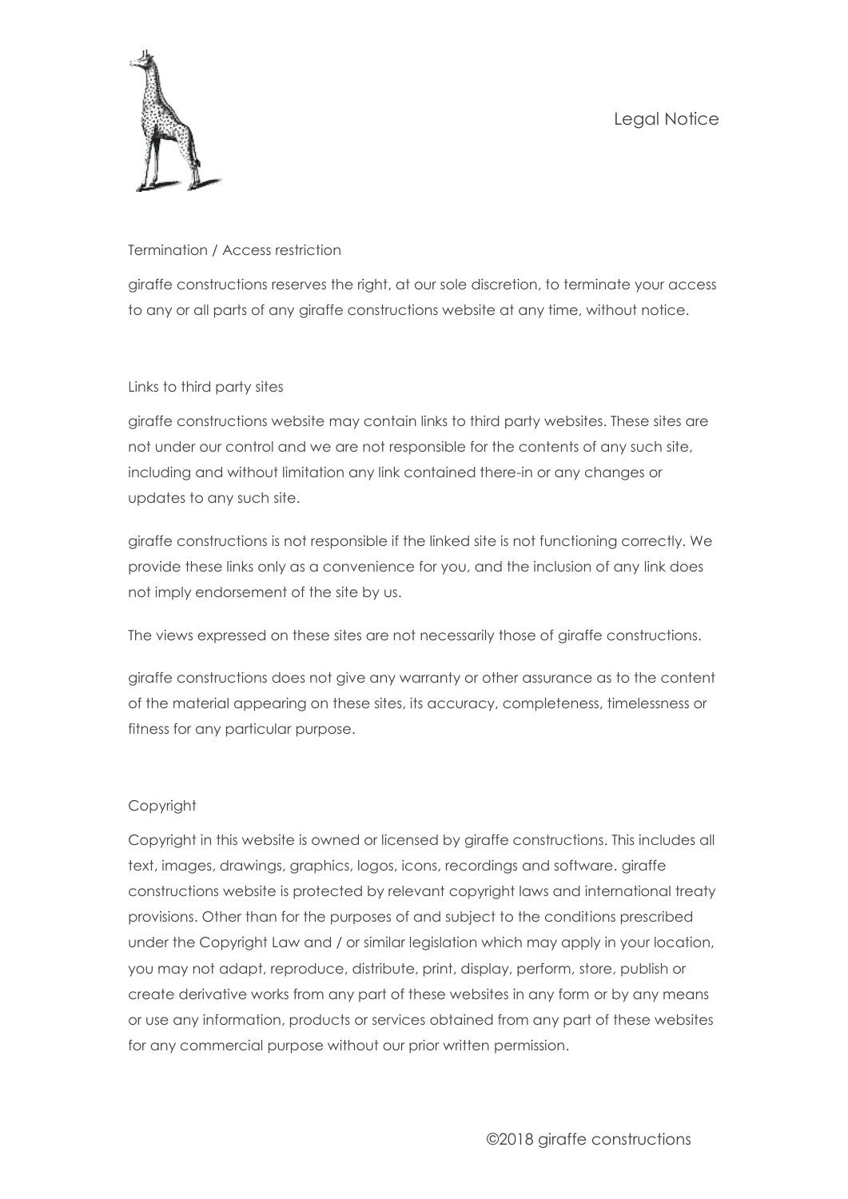Legal Notice

## Termination / Access restriction

giraffe constructions reserves the right, at our sole discretion, to terminate your access to any or all parts of any giraffe constructions website at any time, without notice.

## Links to third party sites

giraffe constructions website may contain links to third party websites. These sites are not under our control and we are not responsible for the contents of any such site, including and without limitation any link contained there-in or any changes or updates to any such site.

giraffe constructions is not responsible if the linked site is not functioning correctly. We provide these links only as a convenience for you, and the inclusion of any link does not imply endorsement of the site by us.

The views expressed on these sites are not necessarily those of giraffe constructions.

giraffe constructions does not give any warranty or other assurance as to the content of the material appearing on these sites, its accuracy, completeness, timelessness or fitness for any particular purpose.

## Copyright

Copyright in this website is owned or licensed by giraffe constructions. This includes all text, images, drawings, graphics, logos, icons, recordings and software. giraffe constructions website is protected by relevant copyright laws and international treaty provisions. Other than for the purposes of and subject to the conditions prescribed under the Copyright Law and / or similar legislation which may apply in your location, you may not adapt, reproduce, distribute, print, display, perform, store, publish or create derivative works from any part of these websites in any form or by any means or use any information, products or services obtained from any part of these websites for any commercial purpose without our prior written permission.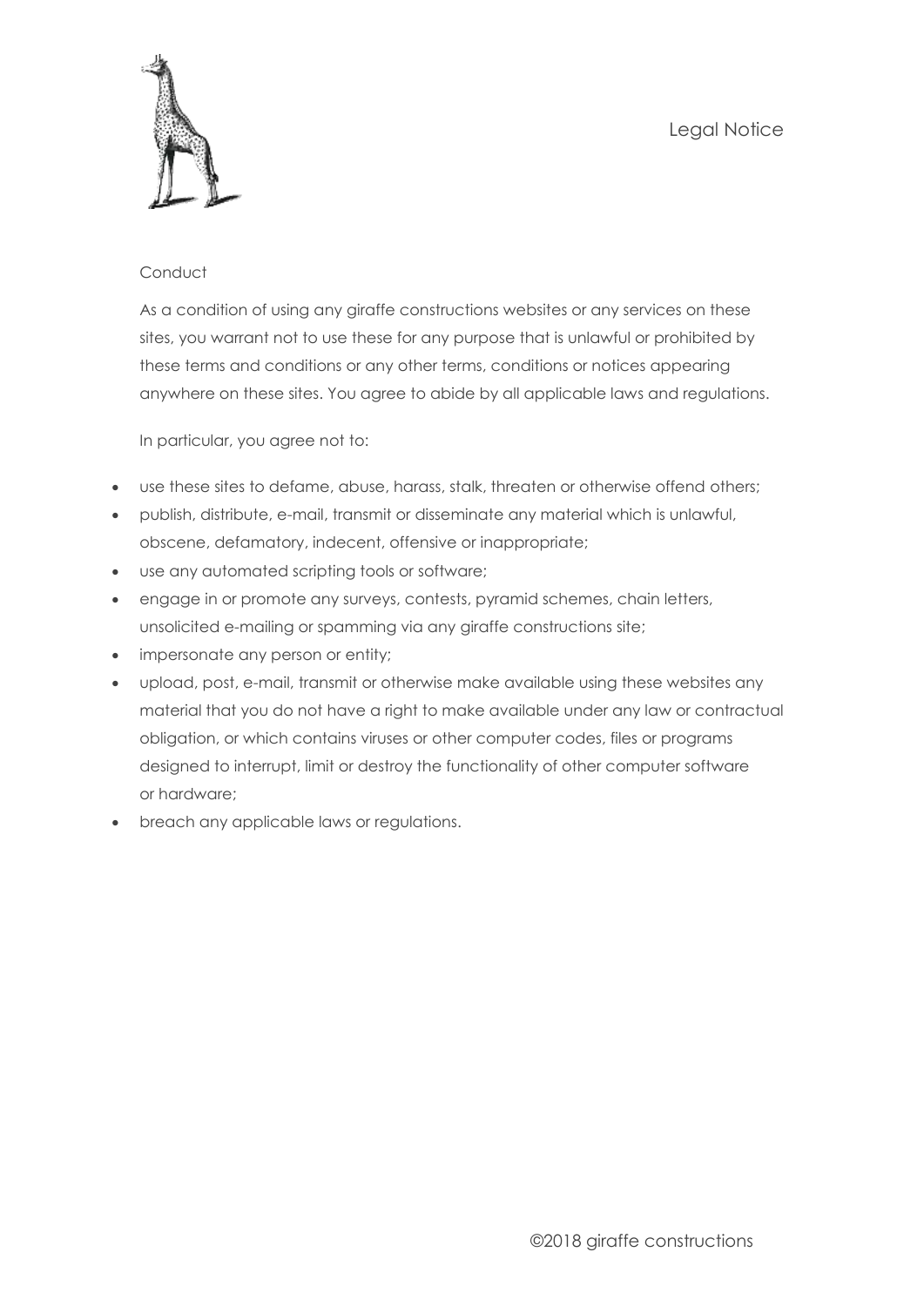## Conduct

As a condition of using any giraffe constructions websites or any services on these sites, you warrant not to use these for any purpose that is unlawful or prohibited by these terms and conditions or any other terms, conditions or notices appearing anywhere on these sites. You agree to abide by all applicable laws and regulations.

In particular, you agree not to:

- use these sites to defame, abuse, harass, stalk, threaten or otherwise offend others;
- publish, distribute, e-mail, transmit or disseminate any material which is unlawful, obscene, defamatory, indecent, offensive or inappropriate;
- use any automated scripting tools or software;
- engage in or promote any surveys, contests, pyramid schemes, chain letters, unsolicited e-mailing or spamming via any giraffe constructions site;
- impersonate any person or entity;
- upload, post, e-mail, transmit or otherwise make available using these websites any material that you do not have a right to make available under any law or contractual obligation, or which contains viruses or other computer codes, files or programs designed to interrupt, limit or destroy the functionality of other computer software or hardware;
- breach any applicable laws or regulations.